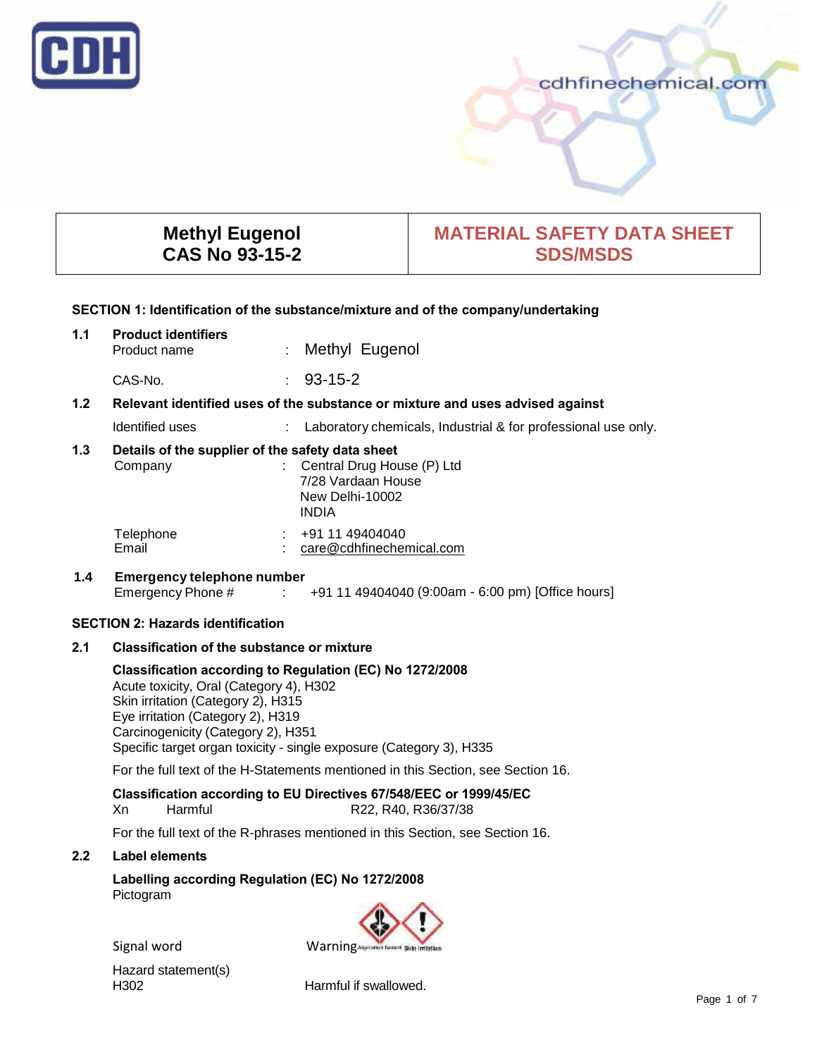CDH

cdhfinechemical.com

| Methyl Eugenol<br>CAS No 93-15-2 | MATERIAL SAFETY DATA SHEET<br>SDS/MSDS |
|---|---|

## SECTION 1: Identification of the substance/mixture and of the company/undertaking

### 1.1 Product identifiers

Product name : Methyl Eugenol

CAS-No. : 93-15-2

### 1.2 Relevant identified uses of the substance or mixture and uses advised against

Identified uses : Laboratory chemicals, Industrial & for professional use only.

### 1.3 Details of the supplier of the safety data sheet

Company : Central Drug House (P) Ltd
7/28 Vardaan House
New Delhi-10002
INDIA

Telephone : +91 11 49404040
Email : care@cdhfinechemical.com

### 1.4 Emergency telephone number

Emergency Phone # : +91 11 49404040 (9:00am - 6:00 pm) [Office hours]

## SECTION 2: Hazards identification

### 2.1 Classification of the substance or mixture

**Classification according to Regulation (EC) No 1272/2008**

Acute toxicity, Oral (Category 4), H302
Skin irritation (Category 2), H315
Eye irritation (Category 2), H319
Carcinogenicity (Category 2), H351
Specific target organ toxicity - single exposure (Category 3), H335

For the full text of the H-Statements mentioned in this Section, see Section 16.

**Classification according to EU Directives 67/548/EEC or 1999/45/EC**

Xn Harmful R22, R40, R36/37/38

For the full text of the R-phrases mentioned in this Section, see Section 16.

### 2.2 Label elements

**Labelling according Regulation (EC) No 1272/2008**

Pictogram

Signal word Warning

Hazard statement(s)
H302 Harmful if swallowed.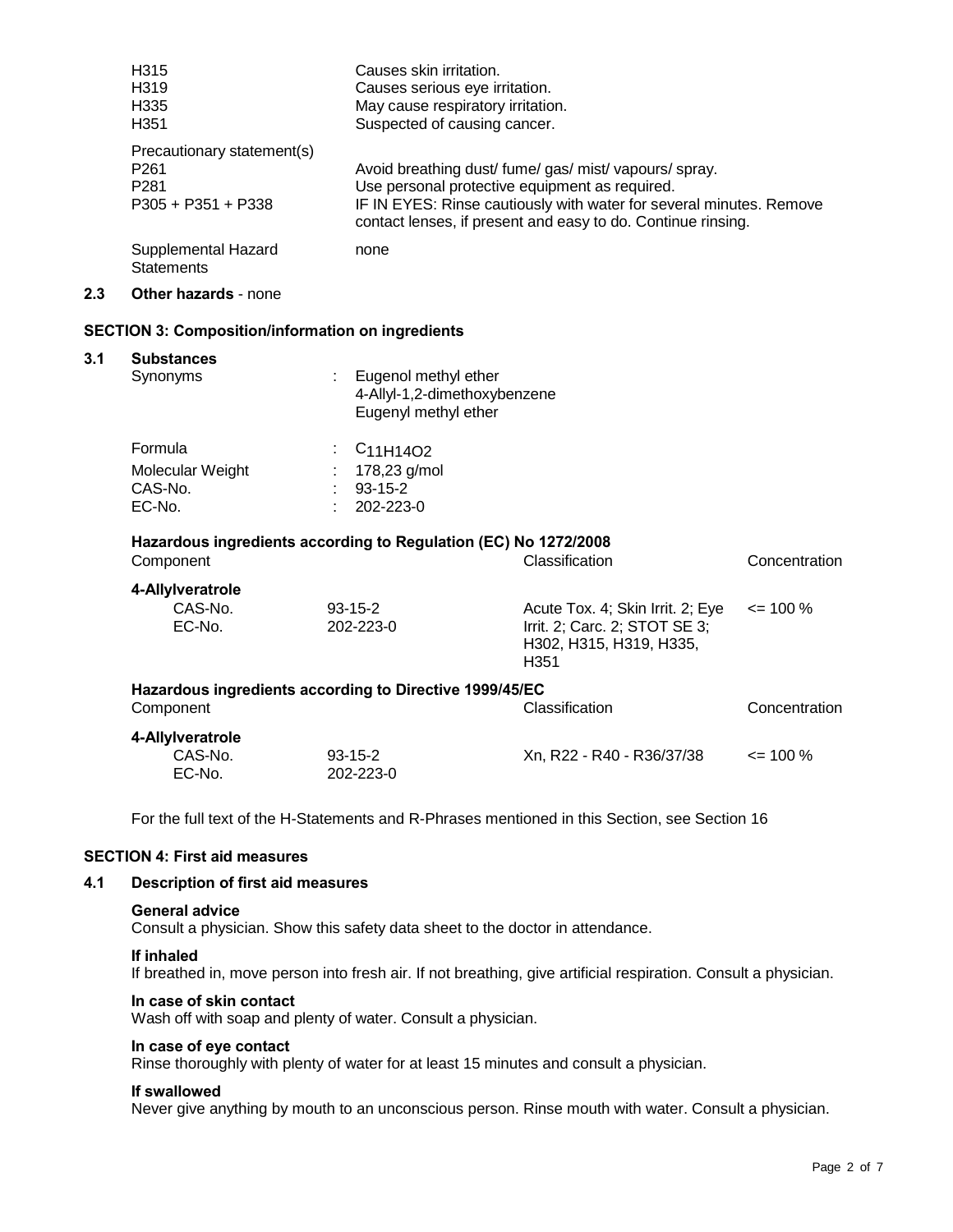| | |
|---|---|
| H315 | Causes skin irritation. |
| H319 | Causes serious eye irritation. |
| H335 | May cause respiratory irritation. |
| H351 | Suspected of causing cancer. |

Precautionary statement(s)

| | |
|---|---|
| P261 | Avoid breathing dust/ fume/ gas/ mist/ vapours/ spray. |
| P281 | Use personal protective equipment as required. |
| P305 + P351 + P338 | IF IN EYES: Rinse cautiously with water for several minutes. Remove contact lenses, if present and easy to do. Continue rinsing. |

Supplemental Hazard Statements: none

### 2.3 Other hazards - none

## SECTION 3: Composition/information on ingredients

### 3.1 Substances

Synonyms : Eugenol methyl ether
4-Allyl-1,2-dimethoxybenzene
Eugenyl methyl ether

Formula : $C_{11}H_{14}O_2$
Molecular Weight : 178,23 g/mol
CAS-No. : 93-15-2
EC-No. : 202-223-0

**Hazardous ingredients according to Regulation (EC) No 1272/2008**

| Component | | Classification | Concentration |
|---|---|---|---|
| **4-Allylveratrole** | | | |
| CAS-No. | 93-15-2 | Acute Tox. 4; Skin Irrit. 2; Eye Irrit. 2; Carc. 2; STOT SE 3; H302, H315, H319, H335, H351 | <= 100 % |
| EC-No. | 202-223-0 | | |

**Hazardous ingredients according to Directive 1999/45/EC**

| Component | | Classification | Concentration |
|---|---|---|---|
| **4-Allylveratrole** | | | |
| CAS-No. | 93-15-2 | Xn, R22 - R40 - R36/37/38 | <= 100 % |
| EC-No. | 202-223-0 | | |

For the full text of the H-Statements and R-Phrases mentioned in this Section, see Section 16

## SECTION 4: First aid measures

### 4.1 Description of first aid measures

**General advice**
Consult a physician. Show this safety data sheet to the doctor in attendance.

**If inhaled**
If breathed in, move person into fresh air. If not breathing, give artificial respiration. Consult a physician.

**In case of skin contact**
Wash off with soap and plenty of water. Consult a physician.

**In case of eye contact**
Rinse thoroughly with plenty of water for at least 15 minutes and consult a physician.

**If swallowed**
Never give anything by mouth to an unconscious person. Rinse mouth with water. Consult a physician.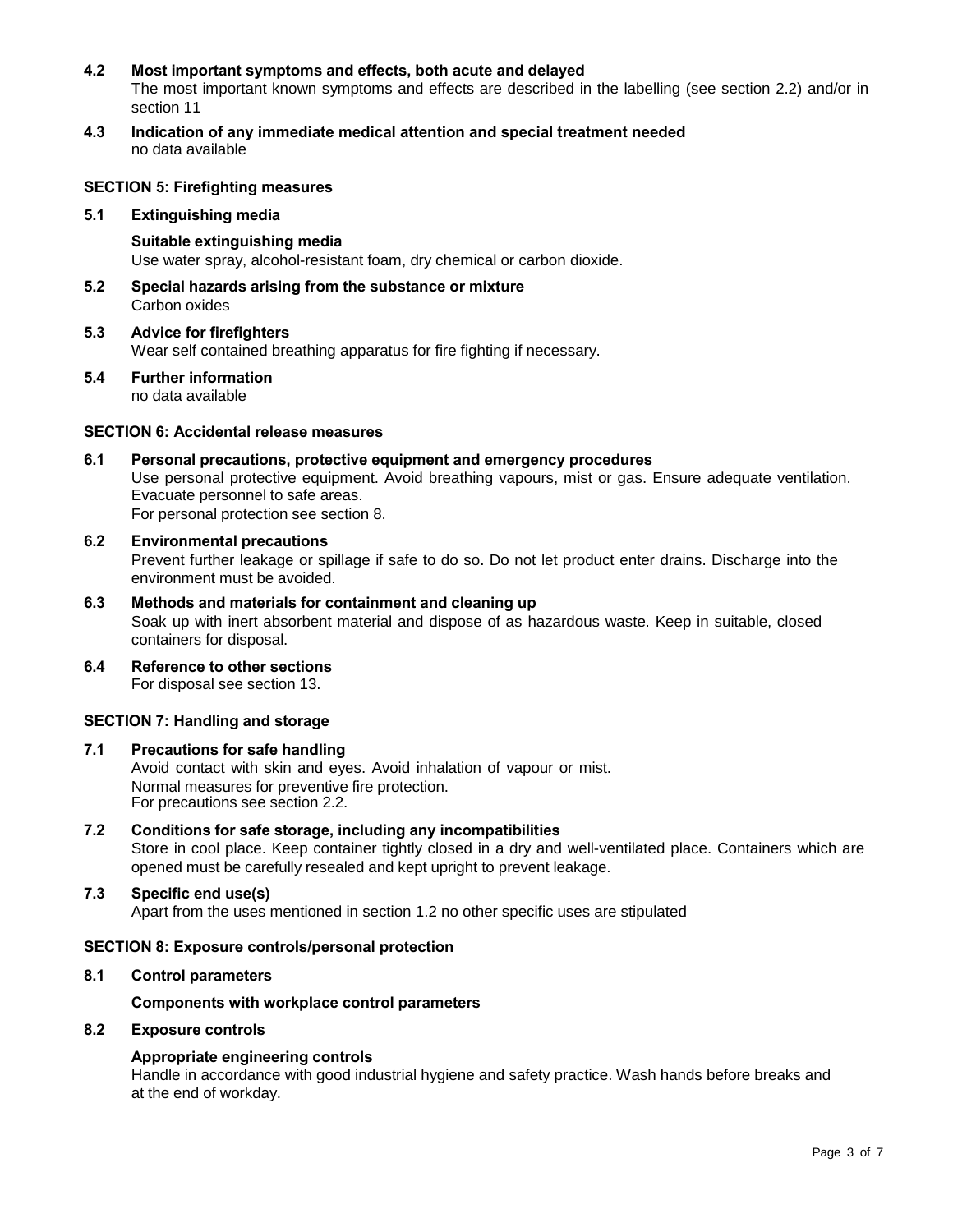**4.2 Most important symptoms and effects, both acute and delayed**

The most important known symptoms and effects are described in the labelling (see section 2.2) and/or in section 11

**4.3 Indication of any immediate medical attention and special treatment needed**

no data available

## SECTION 5: Firefighting measures

**5.1 Extinguishing media**

**Suitable extinguishing media**

Use water spray, alcohol-resistant foam, dry chemical or carbon dioxide.

**5.2 Special hazards arising from the substance or mixture**

Carbon oxides

**5.3 Advice for firefighters**

Wear self contained breathing apparatus for fire fighting if necessary.

**5.4 Further information**

no data available

## SECTION 6: Accidental release measures

**6.1 Personal precautions, protective equipment and emergency procedures**

Use personal protective equipment. Avoid breathing vapours, mist or gas. Ensure adequate ventilation. Evacuate personnel to safe areas.

For personal protection see section 8.

**6.2 Environmental precautions**

Prevent further leakage or spillage if safe to do so. Do not let product enter drains. Discharge into the environment must be avoided.

**6.3 Methods and materials for containment and cleaning up**

Soak up with inert absorbent material and dispose of as hazardous waste. Keep in suitable, closed containers for disposal.

**6.4 Reference to other sections**

For disposal see section 13.

## SECTION 7: Handling and storage

**7.1 Precautions for safe handling**

Avoid contact with skin and eyes. Avoid inhalation of vapour or mist.

Normal measures for preventive fire protection.

For precautions see section 2.2.

**7.2 Conditions for safe storage, including any incompatibilities**

Store in cool place. Keep container tightly closed in a dry and well-ventilated place. Containers which are opened must be carefully resealed and kept upright to prevent leakage.

**7.3 Specific end use(s)**

Apart from the uses mentioned in section 1.2 no other specific uses are stipulated

## SECTION 8: Exposure controls/personal protection

**8.1 Control parameters**

**Components with workplace control parameters**

**8.2 Exposure controls**

**Appropriate engineering controls**

Handle in accordance with good industrial hygiene and safety practice. Wash hands before breaks and at the end of workday.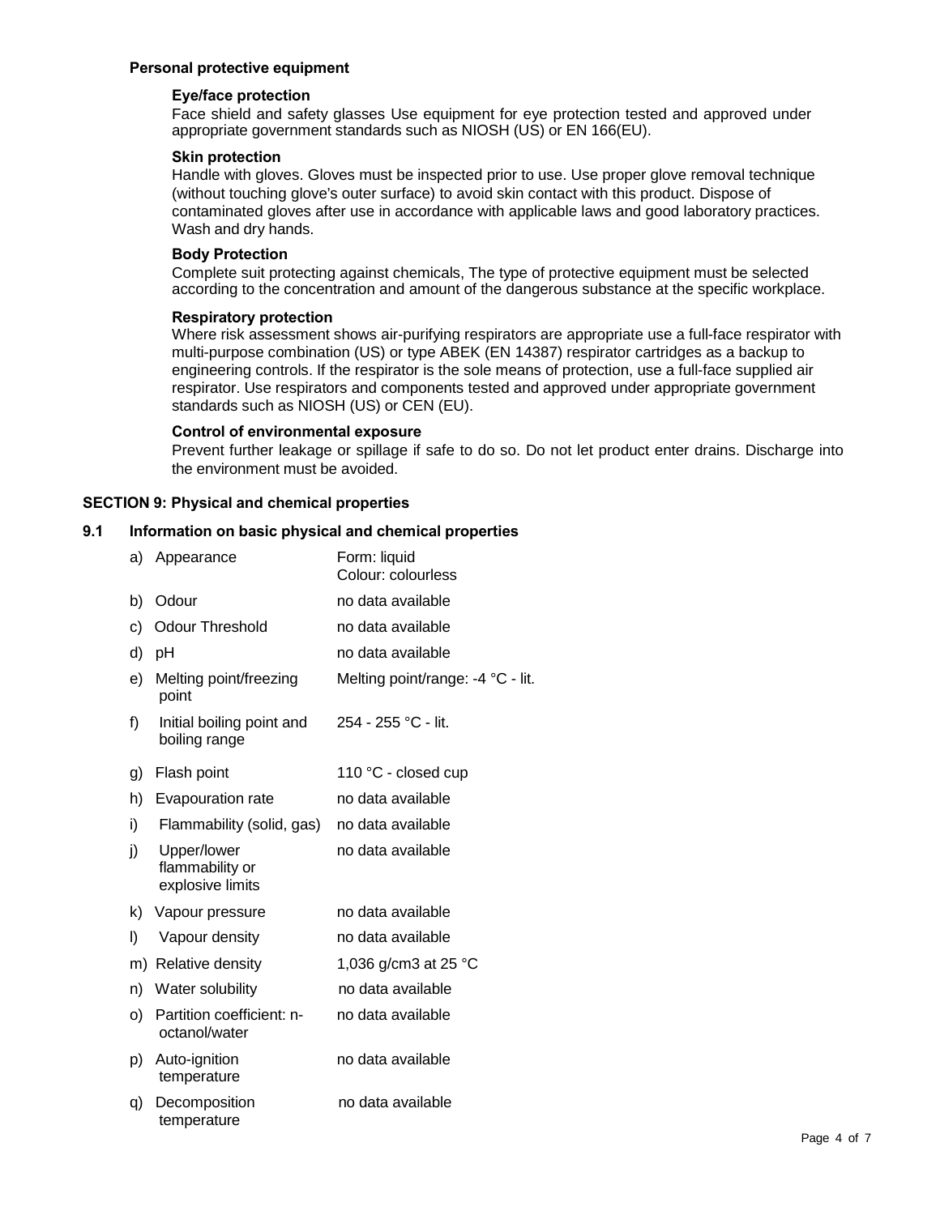#### Personal protective equipment

**Eye/face protection**

Face shield and safety glasses Use equipment for eye protection tested and approved under appropriate government standards such as NIOSH (US) or EN 166(EU).

**Skin protection**

Handle with gloves. Gloves must be inspected prior to use. Use proper glove removal technique (without touching glove's outer surface) to avoid skin contact with this product. Dispose of contaminated gloves after use in accordance with applicable laws and good laboratory practices. Wash and dry hands.

**Body Protection**

Complete suit protecting against chemicals, The type of protective equipment must be selected according to the concentration and amount of the dangerous substance at the specific workplace.

**Respiratory protection**

Where risk assessment shows air-purifying respirators are appropriate use a full-face respirator with multi-purpose combination (US) or type ABEK (EN 14387) respirator cartridges as a backup to engineering controls. If the respirator is the sole means of protection, use a full-face supplied air respirator. Use respirators and components tested and approved under appropriate government standards such as NIOSH (US) or CEN (EU).

**Control of environmental exposure**

Prevent further leakage or spillage if safe to do so. Do not let product enter drains. Discharge into the environment must be avoided.

## SECTION 9: Physical and chemical properties

### 9.1 Information on basic physical and chemical properties

| | | |
|---|---|---|
| a) | Appearance | Form: liquid<br>Colour: colourless |
| b) | Odour | no data available |
| c) | Odour Threshold | no data available |
| d) | pH | no data available |
| e) | Melting point/freezing point | Melting point/range: -4 °C - lit. |
| f) | Initial boiling point and boiling range | 254 - 255 °C - lit. |
| g) | Flash point | 110 °C - closed cup |
| h) | Evapouration rate | no data available |
| i) | Flammability (solid, gas) | no data available |
| j) | Upper/lower flammability or explosive limits | no data available |
| k) | Vapour pressure | no data available |
| l) | Vapour density | no data available |
| m) | Relative density | 1,036 g/cm3 at 25 °C |
| n) | Water solubility | no data available |
| o) | Partition coefficient: n-octanol/water | no data available |
| p) | Auto-ignition temperature | no data available |
| q) | Decomposition temperature | no data available |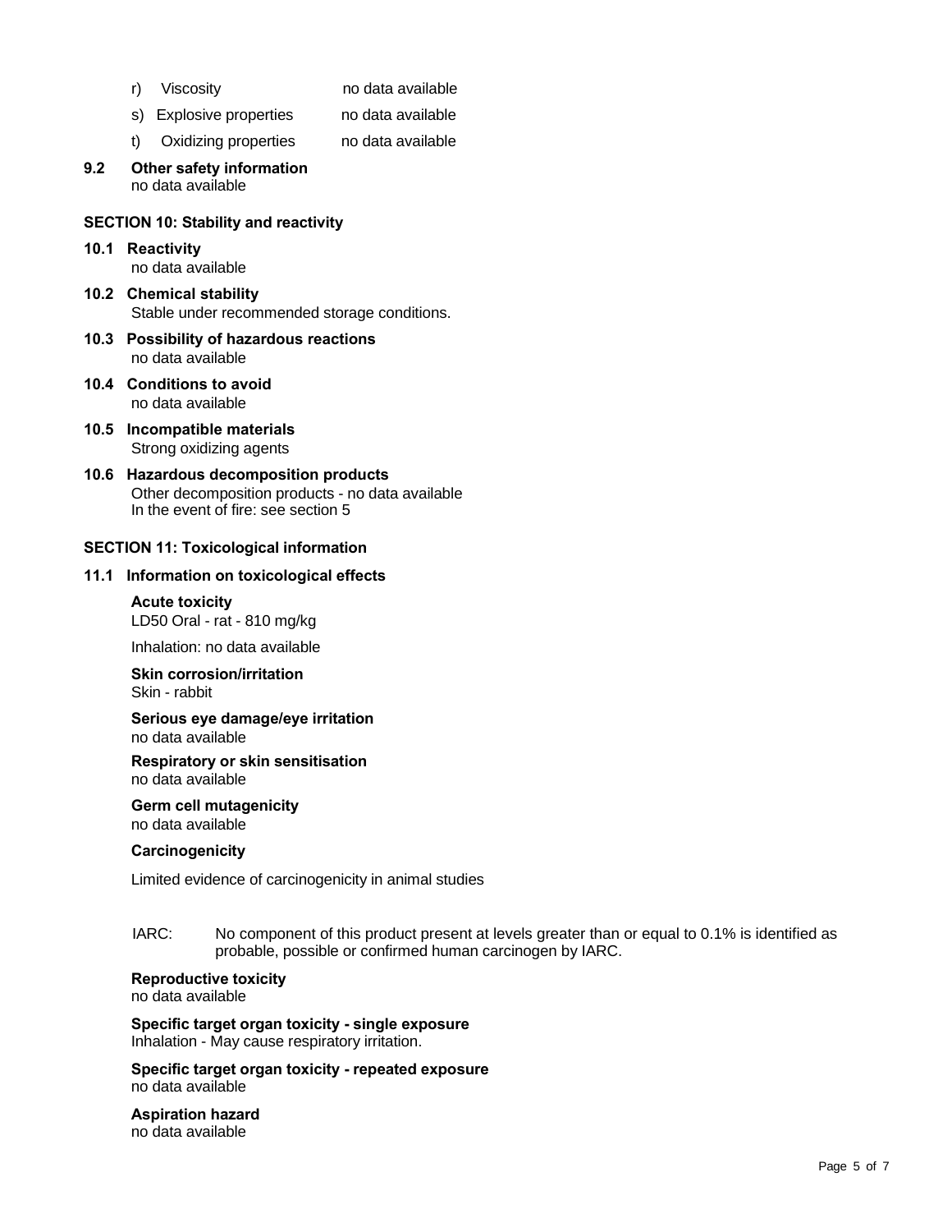r) Viscosity no data available

s) Explosive properties no data available

t) Oxidizing properties no data available

**9.2 Other safety information**
no data available

## SECTION 10: Stability and reactivity

**10.1 Reactivity**
no data available

**10.2 Chemical stability**
Stable under recommended storage conditions.

**10.3 Possibility of hazardous reactions**
no data available

**10.4 Conditions to avoid**
no data available

**10.5 Incompatible materials**
Strong oxidizing agents

**10.6 Hazardous decomposition products**
Other decomposition products - no data available
In the event of fire: see section 5

## SECTION 11: Toxicological information

**11.1 Information on toxicological effects**

**Acute toxicity**
LD50 Oral - rat - 810 mg/kg

Inhalation: no data available

**Skin corrosion/irritation**
Skin - rabbit

**Serious eye damage/eye irritation**
no data available

**Respiratory or skin sensitisation**
no data available

**Germ cell mutagenicity**
no data available

**Carcinogenicity**

Limited evidence of carcinogenicity in animal studies

IARC: No component of this product present at levels greater than or equal to 0.1% is identified as probable, possible or confirmed human carcinogen by IARC.

**Reproductive toxicity**
no data available

**Specific target organ toxicity - single exposure**
Inhalation - May cause respiratory irritation.

**Specific target organ toxicity - repeated exposure**
no data available

**Aspiration hazard**
no data available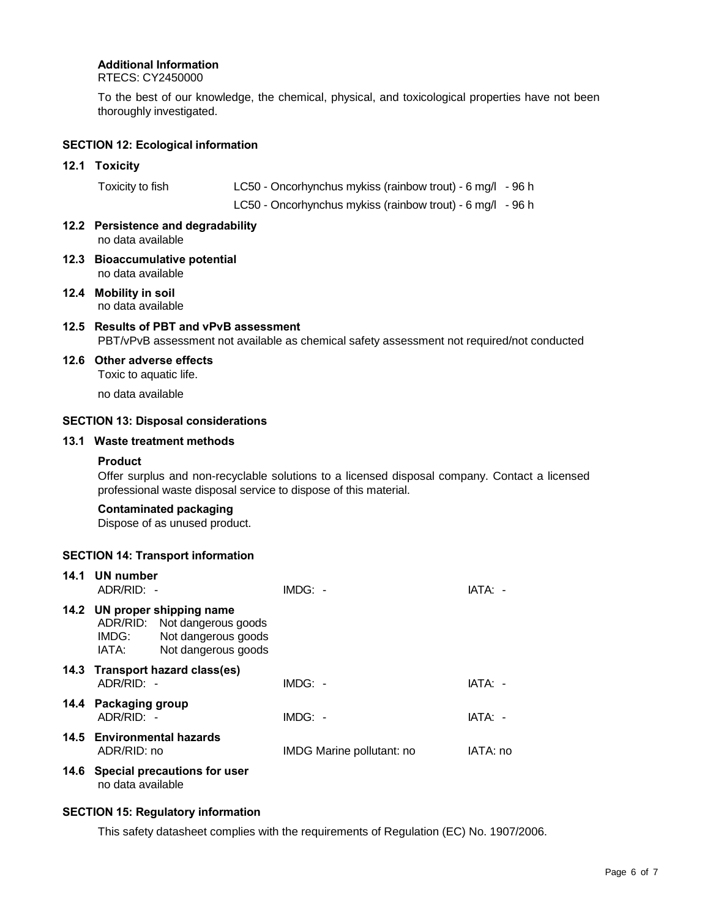**Additional Information**

RTECS: CY2450000

To the best of our knowledge, the chemical, physical, and toxicological properties have not been thoroughly investigated.

## SECTION 12: Ecological information

### 12.1 Toxicity

| Toxicity to fish | LC50 - Oncorhynchus mykiss (rainbow trout) - 6 mg/l - 96 h |
|---|---|
| | LC50 - Oncorhynchus mykiss (rainbow trout) - 6 mg/l - 96 h |

### 12.2 Persistence and degradability

no data available

### 12.3 Bioaccumulative potential

no data available

### 12.4 Mobility in soil

no data available

### 12.5 Results of PBT and vPvB assessment

PBT/vPvB assessment not available as chemical safety assessment not required/not conducted

### 12.6 Other adverse effects

Toxic to aquatic life.

no data available

## SECTION 13: Disposal considerations

### 13.1 Waste treatment methods

**Product**

Offer surplus and non-recyclable solutions to a licensed disposal company. Contact a licensed professional waste disposal service to dispose of this material.

**Contaminated packaging**

Dispose of as unused product.

## SECTION 14: Transport information

### 14.1 UN number

| ADR/RID: - | IMDG: - | IATA: - |
|---|---|---|

### 14.2 UN proper shipping name

ADR/RID: Not dangerous goods
IMDG: Not dangerous goods
IATA: Not dangerous goods

### 14.3 Transport hazard class(es)

| ADR/RID: - | IMDG: - | IATA: - |
|---|---|---|

### 14.4 Packaging group

| ADR/RID: - | IMDG: - | IATA: - |
|---|---|---|

### 14.5 Environmental hazards

| ADR/RID: no | IMDG Marine pollutant: no | IATA: no |
|---|---|---|

### 14.6 Special precautions for user

no data available

## SECTION 15: Regulatory information

This safety datasheet complies with the requirements of Regulation (EC) No. 1907/2006.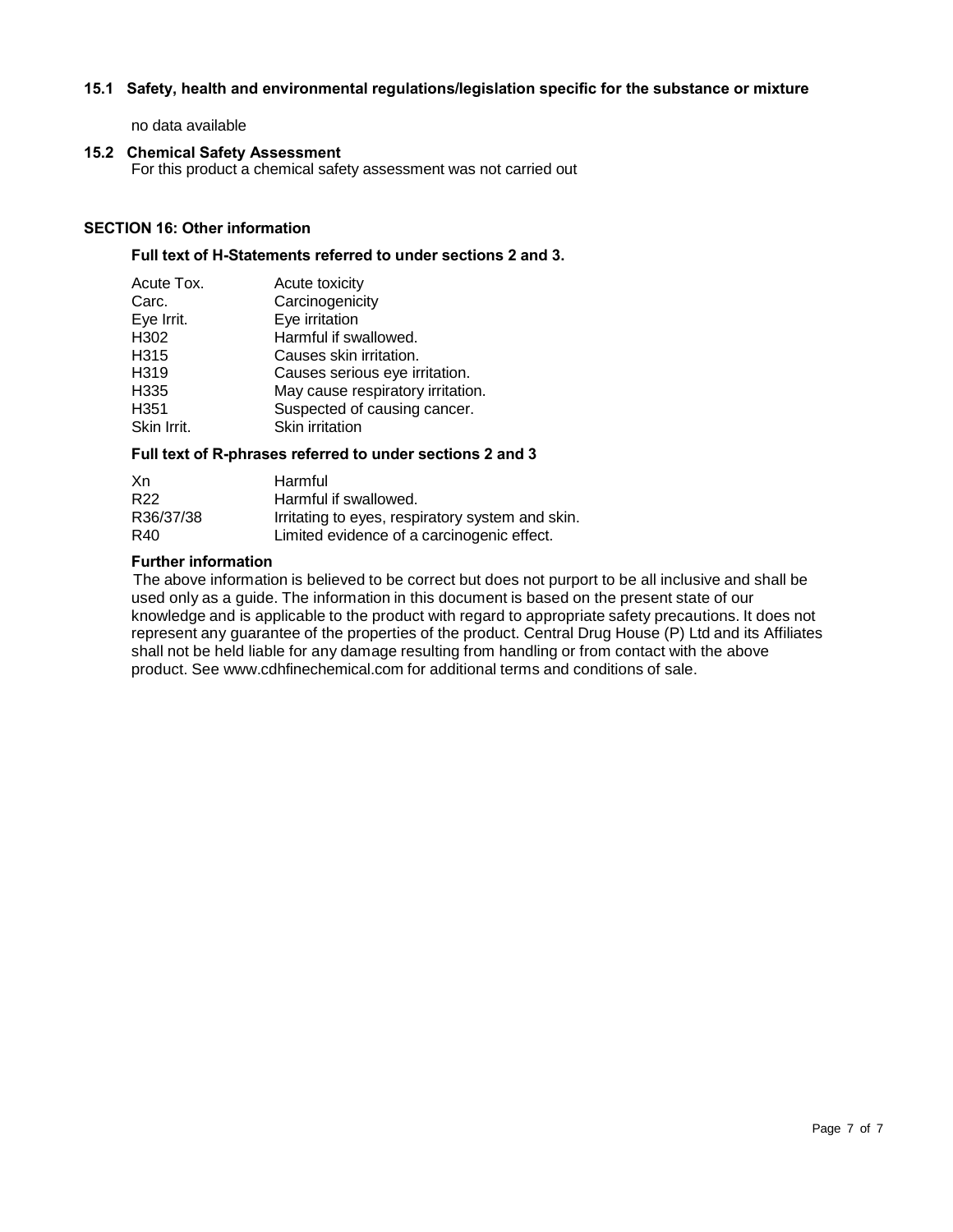### 15.1 Safety, health and environmental regulations/legislation specific for the substance or mixture

no data available

### 15.2 Chemical Safety Assessment

For this product a chemical safety assessment was not carried out

## SECTION 16: Other information

**Full text of H-Statements referred to under sections 2 and 3.**

| | |
|---|---|
| Acute Tox. | Acute toxicity |
| Carc. | Carcinogenicity |
| Eye Irrit. | Eye irritation |
| H302 | Harmful if swallowed. |
| H315 | Causes skin irritation. |
| H319 | Causes serious eye irritation. |
| H335 | May cause respiratory irritation. |
| H351 | Suspected of causing cancer. |
| Skin Irrit. | Skin irritation |

**Full text of R-phrases referred to under sections 2 and 3**

| | |
|---|---|
| Xn | Harmful |
| R22 | Harmful if swallowed. |
| R36/37/38 | Irritating to eyes, respiratory system and skin. |
| R40 | Limited evidence of a carcinogenic effect. |

**Further information**

The above information is believed to be correct but does not purport to be all inclusive and shall be used only as a guide. The information in this document is based on the present state of our knowledge and is applicable to the product with regard to appropriate safety precautions. It does not represent any guarantee of the properties of the product. Central Drug House (P) Ltd and its Affiliates shall not be held liable for any damage resulting from handling or from contact with the above product. See www.cdhfinechemical.com for additional terms and conditions of sale.